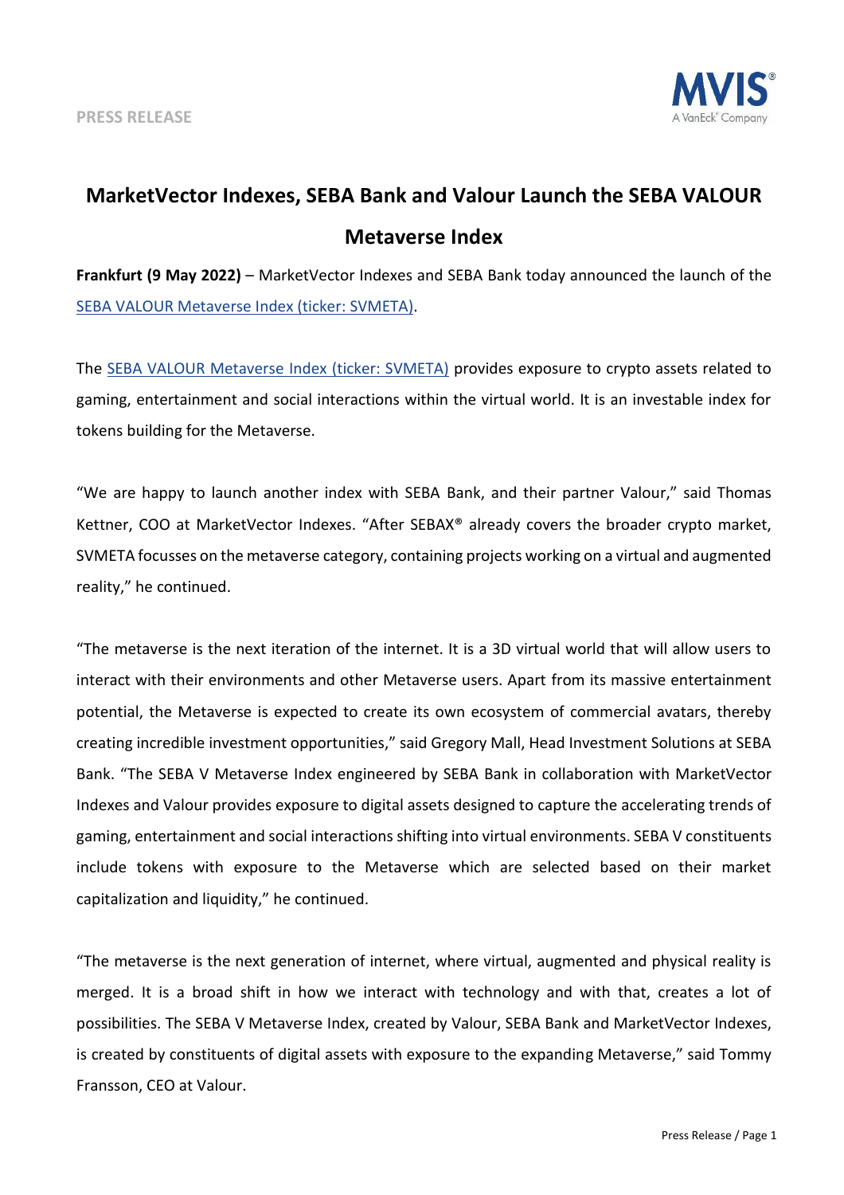PRESS RELEASE

# MarketVector Indexes, SEBA Bank and Valour Launch the SEBA VALOUR Metaverse Index

**Frankfurt (9 May 2022)** – MarketVector Indexes and SEBA Bank today announced the launch of the SEBA VALOUR Metaverse Index (ticker: SVMETA).

The SEBA VALOUR Metaverse Index (ticker: SVMETA) provides exposure to crypto assets related to gaming, entertainment and social interactions within the virtual world. It is an investable index for tokens building for the Metaverse.

"We are happy to launch another index with SEBA Bank, and their partner Valour," said Thomas Kettner, COO at MarketVector Indexes. "After SEBAX® already covers the broader crypto market, SVMETA focusses on the metaverse category, containing projects working on a virtual and augmented reality," he continued.

"The metaverse is the next iteration of the internet. It is a 3D virtual world that will allow users to interact with their environments and other Metaverse users. Apart from its massive entertainment potential, the Metaverse is expected to create its own ecosystem of commercial avatars, thereby creating incredible investment opportunities," said Gregory Mall, Head Investment Solutions at SEBA Bank. "The SEBA V Metaverse Index engineered by SEBA Bank in collaboration with MarketVector Indexes and Valour provides exposure to digital assets designed to capture the accelerating trends of gaming, entertainment and social interactions shifting into virtual environments. SEBA V constituents include tokens with exposure to the Metaverse which are selected based on their market capitalization and liquidity," he continued.

"The metaverse is the next generation of internet, where virtual, augmented and physical reality is merged. It is a broad shift in how we interact with technology and with that, creates a lot of possibilities. The SEBA V Metaverse Index, created by Valour, SEBA Bank and MarketVector Indexes, is created by constituents of digital assets with exposure to the expanding Metaverse," said Tommy Fransson, CEO at Valour.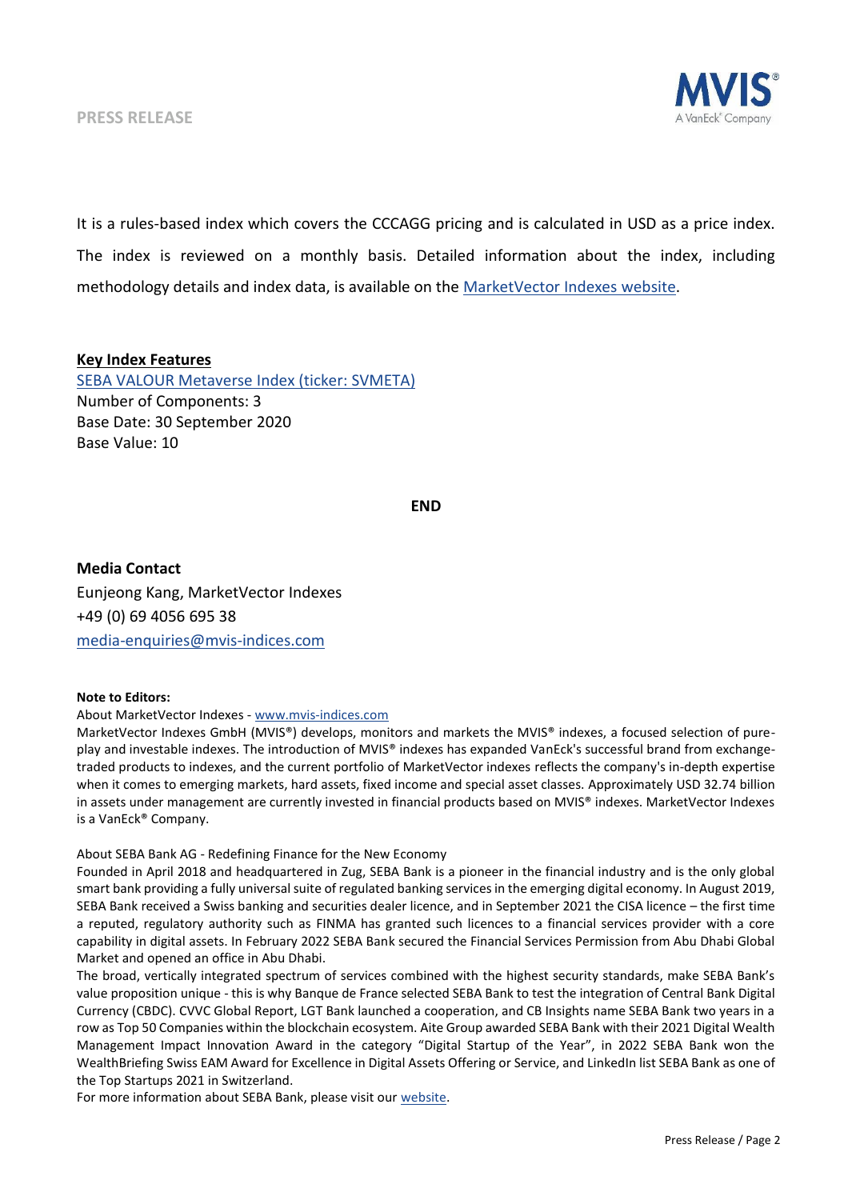It is a rules-based index which covers the CCCAGG pricing and is calculated in USD as a price index. The index is reviewed on a monthly basis. Detailed information about the index, including methodology details and index data, is available on the MarketVector Indexes website.

**Key Index Features**

SEBA VALOUR Metaverse Index (ticker: SVMETA)
Number of Components: 3
Base Date: 30 September 2020
Base Value: 10

**END**

**Media Contact**

Eunjeong Kang, MarketVector Indexes
+49 (0) 69 4056 695 38
media-enquiries@mvis-indices.com

**Note to Editors:**

About MarketVector Indexes - www.mvis-indices.com

MarketVector Indexes GmbH (MVIS®) develops, monitors and markets the MVIS® indexes, a focused selection of pure-play and investable indexes. The introduction of MVIS® indexes has expanded VanEck's successful brand from exchange-traded products to indexes, and the current portfolio of MarketVector indexes reflects the company's in-depth expertise when it comes to emerging markets, hard assets, fixed income and special asset classes. Approximately USD 32.74 billion in assets under management are currently invested in financial products based on MVIS® indexes. MarketVector Indexes is a VanEck® Company.

About SEBA Bank AG - Redefining Finance for the New Economy

Founded in April 2018 and headquartered in Zug, SEBA Bank is a pioneer in the financial industry and is the only global smart bank providing a fully universal suite of regulated banking services in the emerging digital economy. In August 2019, SEBA Bank received a Swiss banking and securities dealer licence, and in September 2021 the CISA licence – the first time a reputed, regulatory authority such as FINMA has granted such licences to a financial services provider with a core capability in digital assets. In February 2022 SEBA Bank secured the Financial Services Permission from Abu Dhabi Global Market and opened an office in Abu Dhabi.

The broad, vertically integrated spectrum of services combined with the highest security standards, make SEBA Bank's value proposition unique - this is why Banque de France selected SEBA Bank to test the integration of Central Bank Digital Currency (CBDC). CVVC Global Report, LGT Bank launched a cooperation, and CB Insights name SEBA Bank two years in a row as Top 50 Companies within the blockchain ecosystem. Aite Group awarded SEBA Bank with their 2021 Digital Wealth Management Impact Innovation Award in the category "Digital Startup of the Year", in 2022 SEBA Bank won the WealthBriefing Swiss EAM Award for Excellence in Digital Assets Offering or Service, and LinkedIn list SEBA Bank as one of the Top Startups 2021 in Switzerland.

For more information about SEBA Bank, please visit our website.